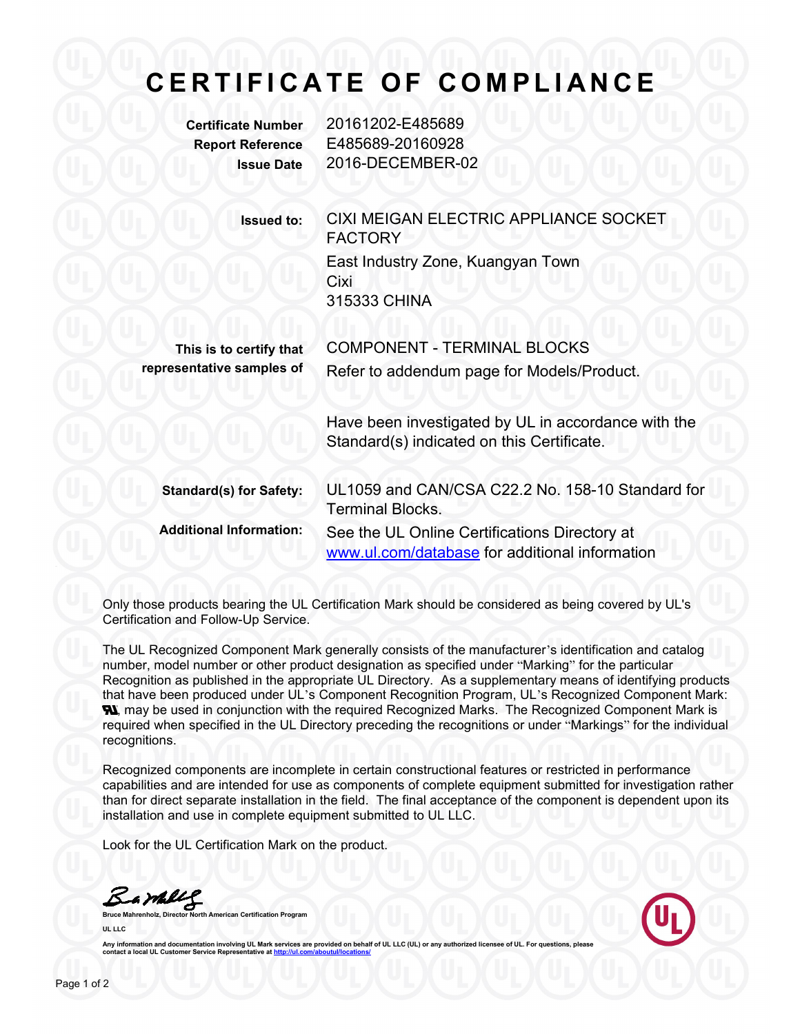# CERTIFICATE OF COMPLIANCE

**Certificate Number** 20161202-E485689
**Report Reference** E485689-20160928
**Issue Date** 2016-DECEMBER-02

**Issued to:** CIXI MEIGAN ELECTRIC APPLIANCE SOCKET FACTORY
East Industry Zone, Kuangyan Town
Cixi
315333 CHINA

**This is to certify that representative samples of** COMPONENT - TERMINAL BLOCKS
Refer to addendum page for Models/Product.

Have been investigated by UL in accordance with the Standard(s) indicated on this Certificate.

**Standard(s) for Safety:** UL1059 and CAN/CSA C22.2 No. 158-10 Standard for Terminal Blocks.

**Additional Information:** See the UL Online Certifications Directory at www.ul.com/database for additional information

Only those products bearing the UL Certification Mark should be considered as being covered by UL's Certification and Follow-Up Service.

The UL Recognized Component Mark generally consists of the manufacturer's identification and catalog number, model number or other product designation as specified under "Marking" for the particular Recognition as published in the appropriate UL Directory. As a supplementary means of identifying products that have been produced under UL's Component Recognition Program, UL's Recognized Component Mark: RU, may be used in conjunction with the required Recognized Marks. The Recognized Component Mark is required when specified in the UL Directory preceding the recognitions or under "Markings" for the individual recognitions.

Recognized components are incomplete in certain constructional features or restricted in performance capabilities and are intended for use as components of complete equipment submitted for investigation rather than for direct separate installation in the field. The final acceptance of the component is dependent upon its installation and use in complete equipment submitted to UL LLC.

Look for the UL Certification Mark on the product.

Bruce Mahrenholz, Director North American Certification Program
UL LLC

Any information and documentation involving UL Mark services are provided on behalf of UL LLC (UL) or any authorized licensee of UL. For questions, please contact a local UL Customer Service Representative at http://ul.com/aboutul/locations/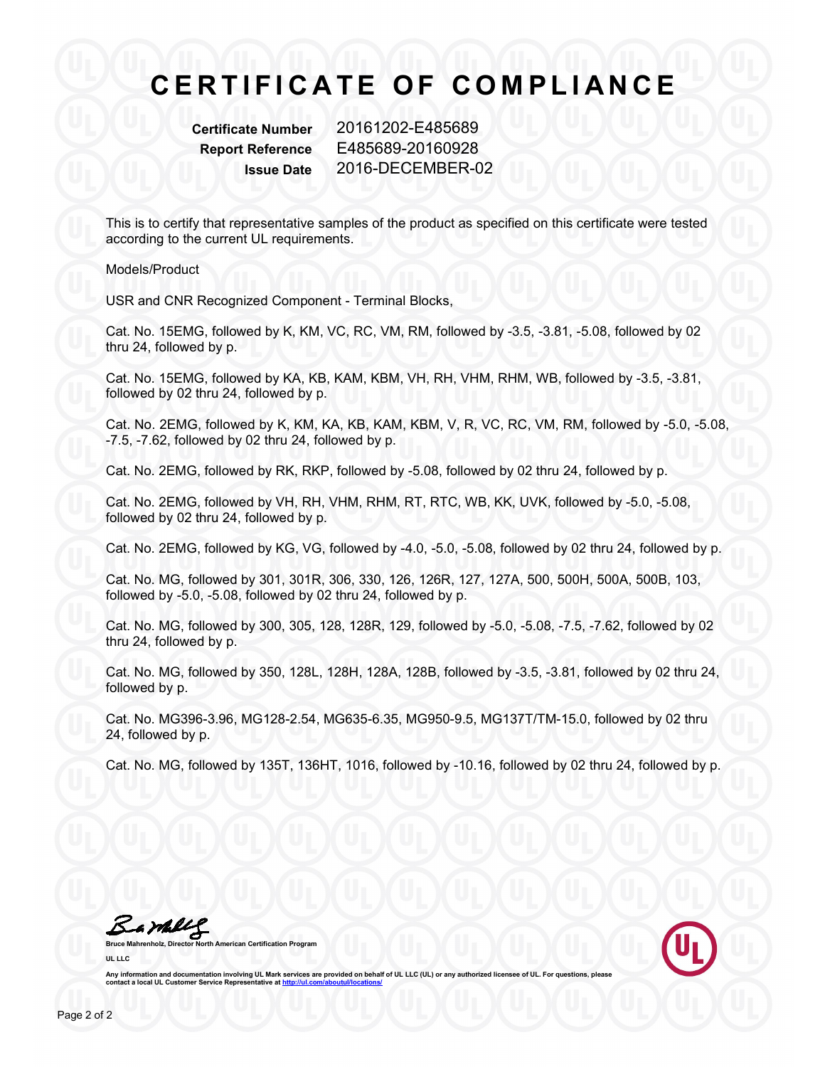# CERTIFICATE OF COMPLIANCE

**Certificate Number** 20161202-E485689
**Report Reference** E485689-20160928
**Issue Date** 2016-DECEMBER-02

This is to certify that representative samples of the product as specified on this certificate were tested according to the current UL requirements.

Models/Product

USR and CNR Recognized Component - Terminal Blocks,

Cat. No. 15EMG, followed by K, KM, VC, RC, VM, RM, followed by -3.5, -3.81, -5.08, followed by 02 thru 24, followed by p.

Cat. No. 15EMG, followed by KA, KB, KAM, KBM, VH, RH, VHM, RHM, WB, followed by -3.5, -3.81, followed by 02 thru 24, followed by p.

Cat. No. 2EMG, followed by K, KM, KA, KB, KAM, KBM, V, R, VC, RC, VM, RM, followed by -5.0, -5.08, -7.5, -7.62, followed by 02 thru 24, followed by p.

Cat. No. 2EMG, followed by RK, RKP, followed by -5.08, followed by 02 thru 24, followed by p.

Cat. No. 2EMG, followed by VH, RH, VHM, RHM, RT, RTC, WB, KK, UVK, followed by -5.0, -5.08, followed by 02 thru 24, followed by p.

Cat. No. 2EMG, followed by KG, VG, followed by -4.0, -5.0, -5.08, followed by 02 thru 24, followed by p.

Cat. No. MG, followed by 301, 301R, 306, 330, 126, 126R, 127, 127A, 500, 500H, 500A, 500B, 103, followed by -5.0, -5.08, followed by 02 thru 24, followed by p.

Cat. No. MG, followed by 300, 305, 128, 128R, 129, followed by -5.0, -5.08, -7.5, -7.62, followed by 02 thru 24, followed by p.

Cat. No. MG, followed by 350, 128L, 128H, 128A, 128B, followed by -3.5, -3.81, followed by 02 thru 24, followed by p.

Cat. No. MG396-3.96, MG128-2.54, MG635-6.35, MG950-9.5, MG137T/TM-15.0, followed by 02 thru 24, followed by p.

Cat. No. MG, followed by 135T, 136HT, 1016, followed by -10.16, followed by 02 thru 24, followed by p.

Bruce Mahrenholz, Director North American Certification Program

UL LLC

Any information and documentation involving UL Mark services are provided on behalf of UL LLC (UL) or any authorized licensee of UL. For questions, please contact a local UL Customer Service Representative at http://ul.com/aboutul/locations/